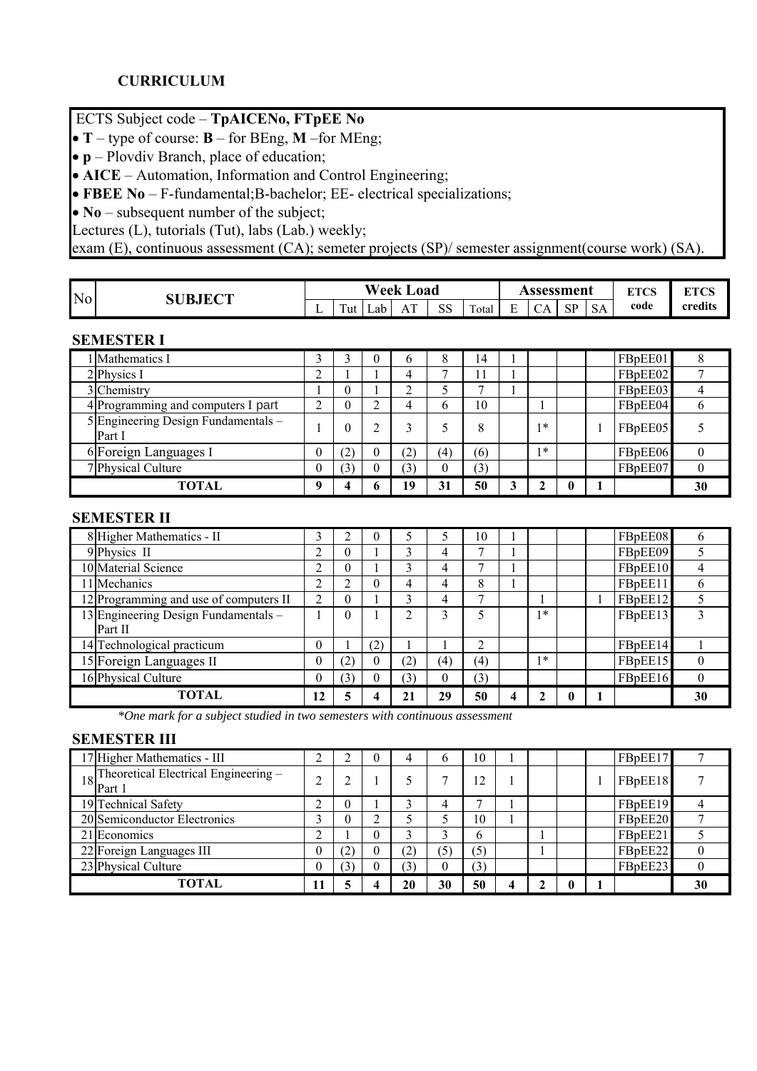## CURRICULUM

ECTS Subject code – **TpAICENo, FTpEE No**

- **T** – type of course: **B** – for BEng, **M** –for MEng;
- **p** – Plovdiv Branch, place of education;
- **AICE** – Automation, Information and Control Engineering;
- **FBEE No** – F-fundamental;B-bachelor; EE- electrical specializations;
- **No** – subsequent number of the subject;

Lectures (L), tutorials (Tut), labs (Lab.) weekly;
exam (E), continuous assessment (CA); semeter projects (SP)/ semester assignment(course work) (SA).

| No | SUBJECT | Week Load | | | | | | Assessment | | | | ETCS code | ETCS credits |
|---|---|---|---|---|---|---|---|---|---|---|---|---|---|
| | | L | Tut | Lab | AT | SS | Total | E | CA | SP | SA | | |
| | **SEMESTER I** | | | | | | | | | | | | |
| 1 | Mathematics I | 3 | 3 | 0 | 6 | 8 | 14 | 1 | | | | FBpEE01 | 8 |
| 2 | Physics I | 2 | 1 | 1 | 4 | 7 | 11 | 1 | | | | FBpEE02 | 7 |
| 3 | Chemistry | 1 | 0 | 1 | 2 | 5 | 7 | 1 | | | | FBpEE03 | 4 |
| 4 | Programming and computers I part | 2 | 0 | 2 | 4 | 6 | 10 | | 1 | | | FBpEE04 | 6 |
| 5 | Engineering Design Fundamentals – Part I | 1 | 0 | 2 | 3 | 5 | 8 | | 1* | | 1 | FBpEE05 | 5 |
| 6 | Foreign Languages I | 0 | (2) | 0 | (2) | (4) | (6) | | 1* | | | FBpEE06 | 0 |
| 7 | Physical Culture | 0 | (3) | 0 | (3) | 0 | (3) | | | | | FBpEE07 | 0 |
| | **TOTAL** | **9** | **4** | **6** | **19** | **31** | **50** | **3** | **2** | **0** | **1** | | **30** |
| | **SEMESTER II** | | | | | | | | | | | | |
| 8 | Higher Mathematics - II | 3 | 2 | 0 | 5 | 5 | 10 | 1 | | | | FBpEE08 | 6 |
| 9 | Physics II | 2 | 0 | 1 | 3 | 4 | 7 | 1 | | | | FBpEE09 | 5 |
| 10 | Material Science | 2 | 0 | 1 | 3 | 4 | 7 | 1 | | | | FBpEE10 | 4 |
| 11 | Mechanics | 2 | 2 | 0 | 4 | 4 | 8 | 1 | | | | FBpEE11 | 6 |
| 12 | Programming and use of computers II | 2 | 0 | 1 | 3 | 4 | 7 | | 1 | | 1 | FBpEE12 | 5 |
| 13 | Engineering Design Fundamentals – Part II | 1 | 0 | 1 | 2 | 3 | 5 | | 1* | | | FBpEE13 | 3 |
| 14 | Technological practicum | 0 | 1 | (2) | 1 | 1 | 2 | | | | | FBpEE14 | 1 |
| 15 | Foreign Languages II | 0 | (2) | 0 | (2) | (4) | (4) | | 1* | | | FBpEE15 | 0 |
| 16 | Physical Culture | 0 | (3) | 0 | (3) | 0 | (3) | | | | | FBpEE16 | 0 |
| | **TOTAL** | **12** | **5** | **4** | **21** | **29** | **50** | **4** | **2** | **0** | **1** | | **30** |

*\*One mark for a subject studied in two semesters with continuous assessment*

| No | SUBJECT | L | Tut | Lab | AT | SS | Total | E | CA | SP | SA | ETCS code | ETCS credits |
|---|---|---|---|---|---|---|---|---|---|---|---|---|---|
| | **SEMESTER III** | | | | | | | | | | | | |
| 17 | Higher Mathematics - III | 2 | 2 | 0 | 4 | 6 | 10 | 1 | | | | FBpEE17 | 7 |
| 18 | Theoretical Electrical Engineering – Part 1 | 2 | 2 | 1 | 5 | 7 | 12 | 1 | | | 1 | FBpEE18 | 7 |
| 19 | Technical Safety | 2 | 0 | 1 | 3 | 4 | 7 | 1 | | | | FBpEE19 | 4 |
| 20 | Semiconductor Electronics | 3 | 0 | 2 | 5 | 5 | 10 | 1 | | | | FBpEE20 | 7 |
| 21 | Economics | 2 | 1 | 0 | 3 | 3 | 6 | | 1 | | | FBpEE21 | 5 |
| 22 | Foreign Languages III | 0 | (2) | 0 | (2) | (5) | (5) | | 1 | | | FBpEE22 | 0 |
| 23 | Physical Culture | 0 | (3) | 0 | (3) | 0 | (3) | | | | | FBpEE23 | 0 |
| | **TOTAL** | **11** | **5** | **4** | **20** | **30** | **50** | **4** | **2** | **0** | **1** | | **30** |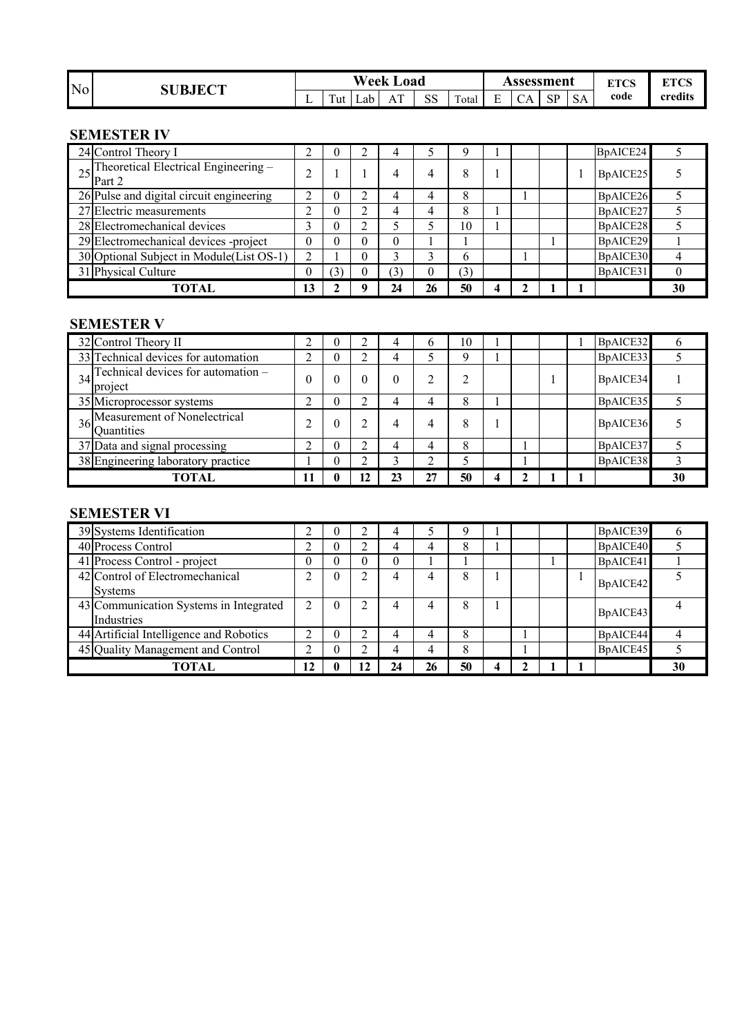| No | SUBJECT | Week Load | | | | | | Assessment | | | | ETCS code | ETCS credits |
|---|---|---|---|---|---|---|---|---|---|---|---|---|---|
| | | L | Tut | Lab | AT | SS | Total | E | CA | SP | SA | | |

## SEMESTER IV

| No | SUBJECT | L | Tut | Lab | AT | SS | Total | E | CA | SP | SA | ETCS code | ETCS credits |
|---|---|---|---|---|---|---|---|---|---|---|---|---|---|
| 24 | Control Theory I | 2 | 0 | 2 | 4 | 5 | 9 | 1 | | | | BpAICE24 | 5 |
| 25 | Theoretical Electrical Engineering – Part 2 | 2 | 1 | 1 | 4 | 4 | 8 | 1 | | | 1 | BpAICE25 | 5 |
| 26 | Pulse and digital circuit engineering | 2 | 0 | 2 | 4 | 4 | 8 | | 1 | | | BpAICE26 | 5 |
| 27 | Electric measurements | 2 | 0 | 2 | 4 | 4 | 8 | 1 | | | | BpAICE27 | 5 |
| 28 | Electromechanical devices | 3 | 0 | 2 | 5 | 5 | 10 | 1 | | | | BpAICE28 | 5 |
| 29 | Electromechanical devices -project | 0 | 0 | 0 | 0 | 1 | 1 | | | 1 | | BpAICE29 | 1 |
| 30 | Optional Subject in Module(List OS-1) | 2 | 1 | 0 | 3 | 3 | 6 | | 1 | | | BpAICE30 | 4 |
| 31 | Physical Culture | 0 | (3) | 0 | (3) | 0 | (3) | | | | | BpAICE31 | 0 |
| | **TOTAL** | **13** | **2** | **9** | **24** | **26** | **50** | **4** | **2** | **1** | **1** | | **30** |

## SEMESTER V

| No | SUBJECT | L | Tut | Lab | AT | SS | Total | E | CA | SP | SA | ETCS code | ETCS credits |
|---|---|---|---|---|---|---|---|---|---|---|---|---|---|
| 32 | Control Theory II | 2 | 0 | 2 | 4 | 6 | 10 | 1 | | | 1 | BpAICE32 | 6 |
| 33 | Technical devices for automation | 2 | 0 | 2 | 4 | 5 | 9 | 1 | | | | BpAICE33 | 5 |
| 34 | Technical devices for automation – project | 0 | 0 | 0 | 0 | 2 | 2 | | | 1 | | BpAICE34 | 1 |
| 35 | Microprocessor systems | 2 | 0 | 2 | 4 | 4 | 8 | 1 | | | | BpAICE35 | 5 |
| 36 | Measurement of Nonelectrical Quantities | 2 | 0 | 2 | 4 | 4 | 8 | 1 | | | | BpAICE36 | 5 |
| 37 | Data and signal processing | 2 | 0 | 2 | 4 | 4 | 8 | | 1 | | | BpAICE37 | 5 |
| 38 | Engineering laboratory practice | 1 | 0 | 2 | 3 | 2 | 5 | | 1 | | | BpAICE38 | 3 |
| | **TOTAL** | **11** | **0** | **12** | **23** | **27** | **50** | **4** | **2** | **1** | **1** | | **30** |

## SEMESTER VI

| No | SUBJECT | L | Tut | Lab | AT | SS | Total | E | CA | SP | SA | ETCS code | ETCS credits |
|---|---|---|---|---|---|---|---|---|---|---|---|---|---|
| 39 | Systems Identification | 2 | 0 | 2 | 4 | 5 | 9 | 1 | | | | BpAICE39 | 6 |
| 40 | Process Control | 2 | 0 | 2 | 4 | 4 | 8 | 1 | | | | BpAICE40 | 5 |
| 41 | Process Control - project | 0 | 0 | 0 | 0 | 1 | 1 | | | 1 | | BpAICE41 | 1 |
| 42 | Control of Electromechanical Systems | 2 | 0 | 2 | 4 | 4 | 8 | 1 | | | 1 | BpAICE42 | 5 |
| 43 | Communication Systems in Integrated Industries | 2 | 0 | 2 | 4 | 4 | 8 | 1 | | | | BpAICE43 | 4 |
| 44 | Artificial Intelligence and Robotics | 2 | 0 | 2 | 4 | 4 | 8 | | 1 | | | BpAICE44 | 4 |
| 45 | Quality Management and Control | 2 | 0 | 2 | 4 | 4 | 8 | | 1 | | | BpAICE45 | 5 |
| | **TOTAL** | **12** | **0** | **12** | **24** | **26** | **50** | **4** | **2** | **1** | **1** | | **30** |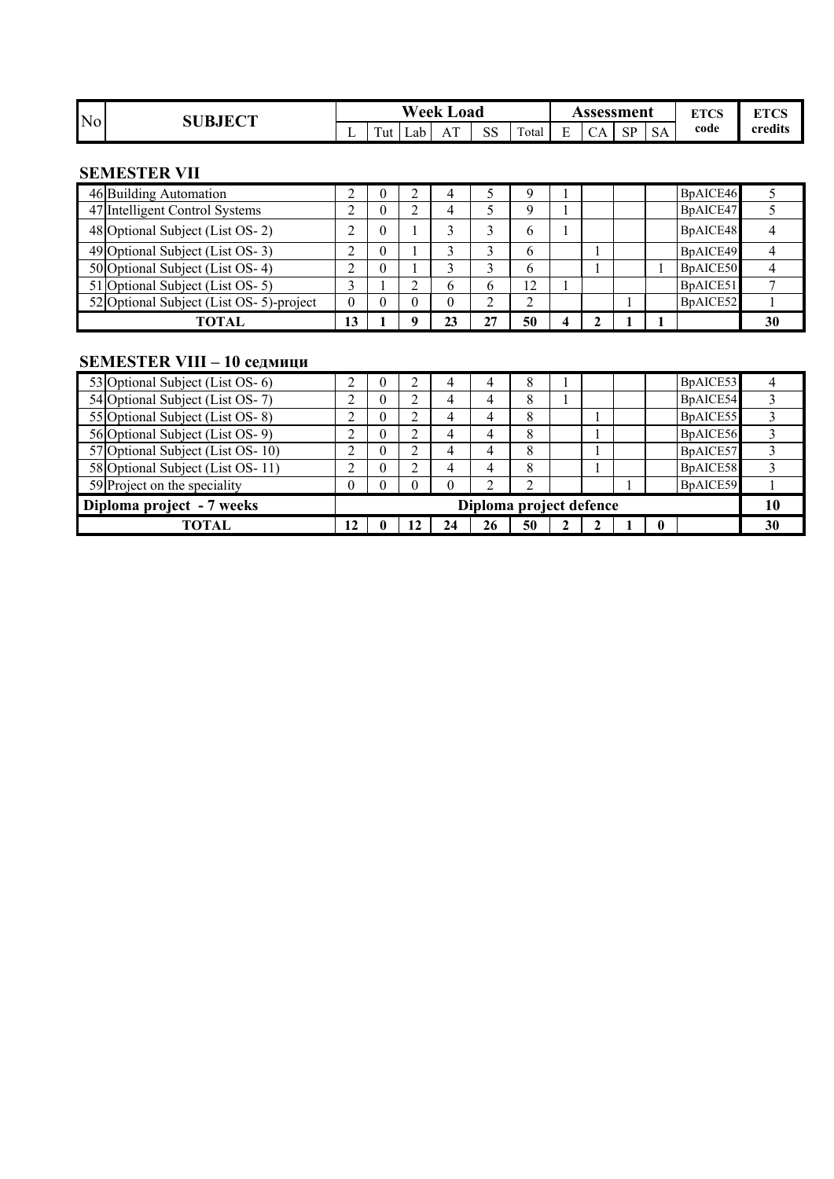| No | SUBJECT | Week Load | | | | | | Assessment | | | | ETCS code | ETCS credits |
|---|---|---|---|---|---|---|---|---|---|---|---|---|---|
| | | L | Tut | Lab | AT | SS | Total | E | CA | SP | SA | | |

## SEMESTER VII

| No | SUBJECT | L | Tut | Lab | AT | SS | Total | E | CA | SP | SA | ETCS code | ETCS credits |
|---|---|---|---|---|---|---|---|---|---|---|---|---|---|
| 46 | Building Automation | 2 | 0 | 2 | 4 | 5 | 9 | 1 | | | | BpAICE46 | 5 |
| 47 | Intelligent Control Systems | 2 | 0 | 2 | 4 | 5 | 9 | 1 | | | | BpAICE47 | 5 |
| 48 | Optional Subject (List OS- 2) | 2 | 0 | 1 | 3 | 3 | 6 | 1 | | | | BpAICE48 | 4 |
| 49 | Optional Subject (List OS- 3) | 2 | 0 | 1 | 3 | 3 | 6 | | 1 | | | BpAICE49 | 4 |
| 50 | Optional Subject (List OS- 4) | 2 | 0 | 1 | 3 | 3 | 6 | | 1 | | 1 | BpAICE50 | 4 |
| 51 | Optional Subject (List OS- 5) | 3 | 1 | 2 | 6 | 6 | 12 | 1 | | | | BpAICE51 | 7 |
| 52 | Optional Subject (List OS- 5)-project | 0 | 0 | 0 | 0 | 2 | 2 | | | 1 | | BpAICE52 | 1 |
| | **TOTAL** | **13** | **1** | **9** | **23** | **27** | **50** | **4** | **2** | **1** | **1** | | **30** |

## SEMESTER VIII – 10 седмици

| No | SUBJECT | L | Tut | Lab | AT | SS | Total | E | CA | SP | SA | ETCS code | ETCS credits |
|---|---|---|---|---|---|---|---|---|---|---|---|---|---|
| 53 | Optional Subject (List OS- 6) | 2 | 0 | 2 | 4 | 4 | 8 | 1 | | | | BpAICE53 | 4 |
| 54 | Optional Subject (List OS- 7) | 2 | 0 | 2 | 4 | 4 | 8 | 1 | | | | BpAICE54 | 3 |
| 55 | Optional Subject (List OS- 8) | 2 | 0 | 2 | 4 | 4 | 8 | | 1 | | | BpAICE55 | 3 |
| 56 | Optional Subject (List OS- 9) | 2 | 0 | 2 | 4 | 4 | 8 | | 1 | | | BpAICE56 | 3 |
| 57 | Optional Subject (List OS- 10) | 2 | 0 | 2 | 4 | 4 | 8 | | 1 | | | BpAICE57 | 3 |
| 58 | Optional Subject (List OS- 11) | 2 | 0 | 2 | 4 | 4 | 8 | | 1 | | | BpAICE58 | 3 |
| 59 | Project on the speciality | 0 | 0 | 0 | 0 | 2 | 2 | | | 1 | | BpAICE59 | 1 |
| | **Diploma project - 7 weeks** | **Diploma project defence** | | | | | | | | | | | **10** |
| | **TOTAL** | **12** | **0** | **12** | **24** | **26** | **50** | **2** | **2** | **1** | **0** | | **30** |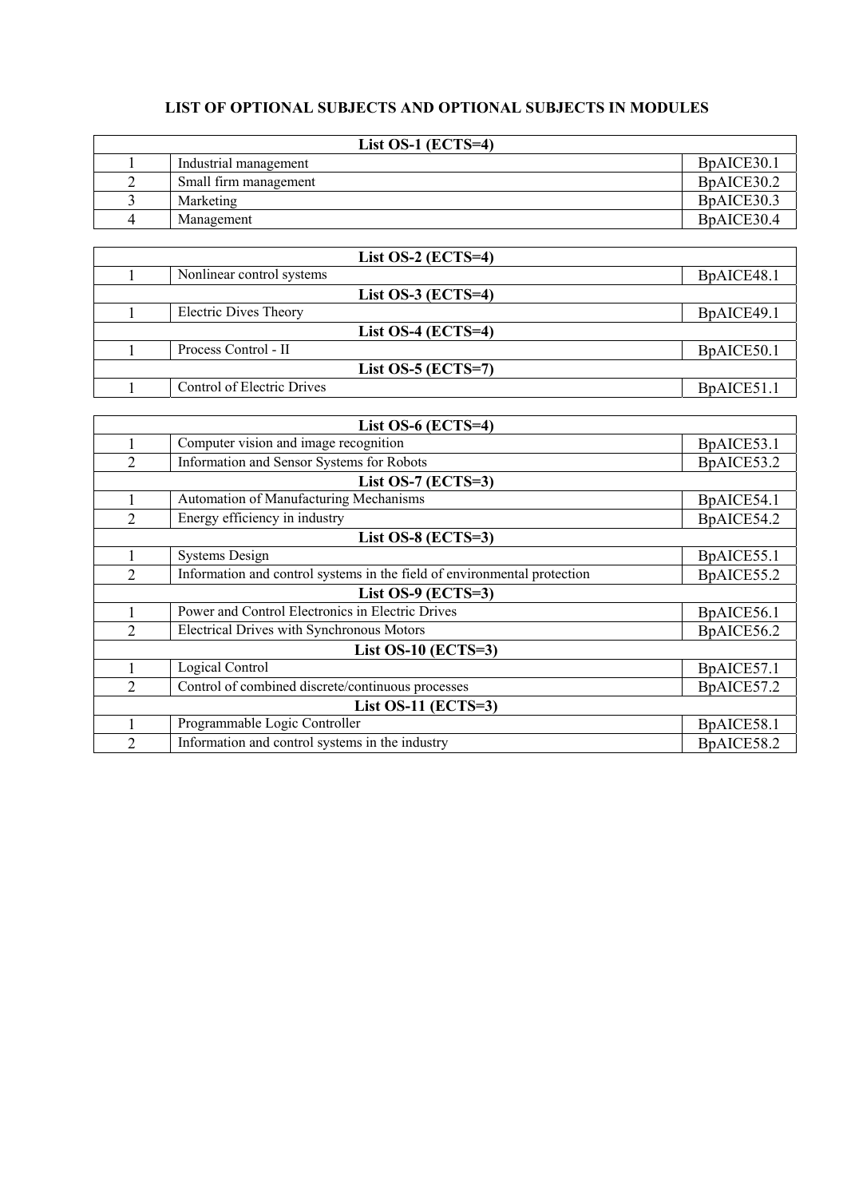## LIST OF OPTIONAL SUBJECTS AND OPTIONAL SUBJECTS IN MODULES

| | | |
|---|---|---|
| **List OS-1 (ECTS=4)** | | |
| 1 | Industrial management | BpAICE30.1 |
| 2 | Small firm management | BpAICE30.2 |
| 3 | Marketing | BpAICE30.3 |
| 4 | Management | BpAICE30.4 |

| | | |
|---|---|---|
| **List OS-2 (ECTS=4)** | | |
| 1 | Nonlinear control systems | BpAICE48.1 |
| **List OS-3 (ECTS=4)** | | |
| 1 | Electric Dives Theory | BpAICE49.1 |
| **List OS-4 (ECTS=4)** | | |
| 1 | Process Control - II | BpAICE50.1 |
| **List OS-5 (ECTS=7)** | | |
| 1 | Control of Electric Drives | BpAICE51.1 |

| | | |
|---|---|---|
| **List OS-6 (ECTS=4)** | | |
| 1 | Computer vision and image recognition | BpAICE53.1 |
| 2 | Information and Sensor Systems for Robots | BpAICE53.2 |
| **List OS-7 (ECTS=3)** | | |
| 1 | Automation of Manufacturing Mechanisms | BpAICE54.1 |
| 2 | Energy efficiency in industry | BpAICE54.2 |
| **List OS-8 (ECTS=3)** | | |
| 1 | Systems Design | BpAICE55.1 |
| 2 | Information and control systems in the field of environmental protection | BpAICE55.2 |
| **List OS-9 (ECTS=3)** | | |
| 1 | Power and Control Electronics in Electric Drives | BpAICE56.1 |
| 2 | Electrical Drives with Synchronous Motors | BpAICE56.2 |
| **List OS-10 (ECTS=3)** | | |
| 1 | Logical Control | BpAICE57.1 |
| 2 | Control of combined discrete/continuous processes | BpAICE57.2 |
| **List OS-11 (ECTS=3)** | | |
| 1 | Programmable Logic Controller | BpAICE58.1 |
| 2 | Information and control systems in the industry | BpAICE58.2 |